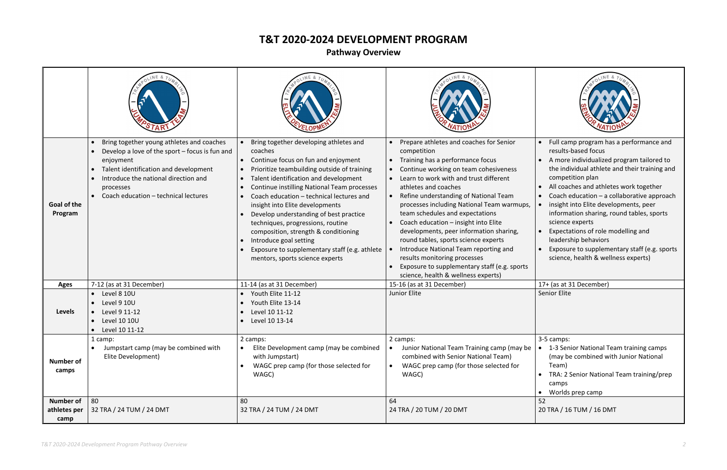# T&T 2020-2024 DEVELOPMENT PROGRAM

## Pathway Overview

| | Jumpstart Team | Elite Development Team | Junior National Team | Senior National Team |
|---|---|---|---|---|
| **Goal of the Program** | • Bring together young athletes and coaches<br>• Develop a love of the sport – focus is fun and enjoyment<br>• Talent identification and development<br>• Introduce the national direction and processes<br>• Coach education – technical lectures | • Bring together developing athletes and coaches<br>• Continue focus on fun and enjoyment<br>• Prioritize teambuilding outside of training<br>• Talent identification and development<br>• Continue instilling National Team processes<br>• Coach education – technical lectures and insight into Elite developments<br>• Develop understanding of best practice techniques, progressions, routine composition, strength & conditioning<br>• Introduce goal setting<br>• Exposure to supplementary staff (e.g. athlete mentors, sports science experts | • Prepare athletes and coaches for Senior competition<br>• Training has a performance focus<br>• Continue working on team cohesiveness<br>• Learn to work with and trust different athletes and coaches<br>• Refine understanding of National Team processes including National Team warmups, team schedules and expectations<br>• Coach education – insight into Elite developments, peer information sharing, round tables, sports science experts<br>• Introduce National Team reporting and results monitoring processes<br>• Exposure to supplementary staff (e.g. sports science, health & wellness experts) | • Full camp program has a performance and results-based focus<br>• A more individualized program tailored to the individual athlete and their training and competition plan<br>• All coaches and athletes work together<br>• Coach education – a collaborative approach<br>• insight into Elite developments, peer information sharing, round tables, sports science experts<br>• Expectations of role modelling and leadership behaviors<br>• Exposure to supplementary staff (e.g. sports science, health & wellness experts) |
| **Ages** | 7-12 (as at 31 December) | 11-14 (as at 31 December) | 15-16 (as at 31 December) | 17+ (as at 31 December) |
| **Levels** | • Level 8 10U<br>• Level 9 10U<br>• Level 9 11-12<br>• Level 10 10U<br>• Level 10 11-12 | • Youth Elite 11-12<br>• Youth Elite 13-14<br>• Level 10 11-12<br>• Level 10 13-14 | Junior Elite | Senior Elite |
| **Number of camps** | 1 camp:<br>• Jumpstart camp (may be combined with Elite Development) | 2 camps:<br>• Elite Development camp (may be combined with Jumpstart)<br>• WAGC prep camp (for those selected for WAGC) | 2 camps:<br>• Junior National Team Training camp (may be combined with Senior National Team)<br>• WAGC prep camp (for those selected for WAGC) | 3-5 camps:<br>• 1-3 Senior National Team training camps (may be combined with Junior National Team)<br>• TRA: 2 Senior National Team training/prep camps<br>• Worlds prep camp |
| **Number of athletes per camp** | 80<br>32 TRA / 24 TUM / 24 DMT | 80<br>32 TRA / 24 TUM / 24 DMT | 64<br>24 TRA / 20 TUM / 20 DMT | 52<br>20 TRA / 16 TUM / 16 DMT |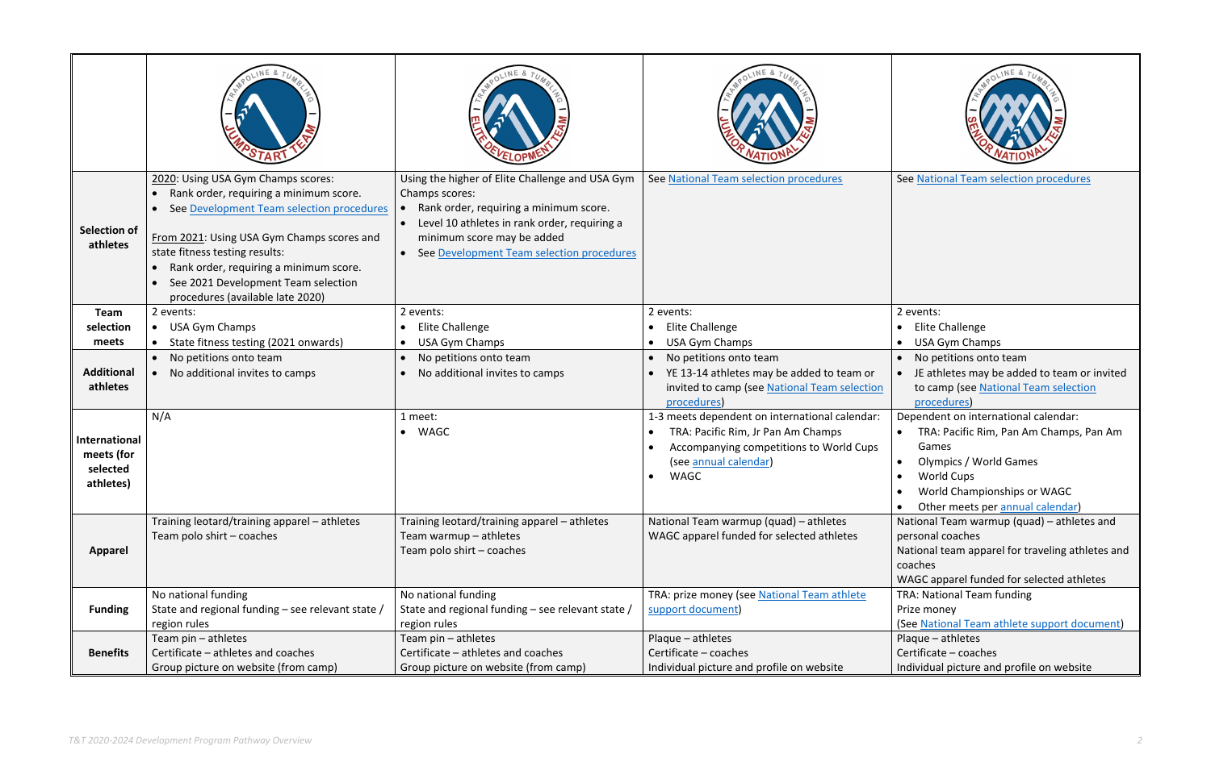| | Jumpstart Team | Elite Development Team | Junior National Team | Senior National Team |
|---|---|---|---|---|
| **Selection of athletes** | 2020: Using USA Gym Champs scores:<br>• Rank order, requiring a minimum score.<br>• See Development Team selection procedures<br><br>From 2021: Using USA Gym Champs scores and state fitness testing results:<br>• Rank order, requiring a minimum score.<br>• See 2021 Development Team selection procedures (available late 2020) | Using the higher of Elite Challenge and USA Gym Champs scores:<br>• Rank order, requiring a minimum score.<br>• Level 10 athletes in rank order, requiring a minimum score may be added<br>• See Development Team selection procedures | See National Team selection procedures | See National Team selection procedures |
| **Team selection meets** | 2 events:<br>• USA Gym Champs<br>• State fitness testing (2021 onwards) | 2 events:<br>• Elite Challenge<br>• USA Gym Champs | 2 events:<br>• Elite Challenge<br>• USA Gym Champs | 2 events:<br>• Elite Challenge<br>• USA Gym Champs |
| **Additional athletes** | • No petitions onto team<br>• No additional invites to camps | • No petitions onto team<br>• No additional invites to camps | • No petitions onto team<br>• YE 13-14 athletes may be added to team or invited to camp (see National Team selection procedures) | • No petitions onto team<br>• JE athletes may be added to team or invited to camp (see National Team selection procedures) |
| **International meets (for selected athletes)** | N/A | 1 meet:<br>• WAGC | 1-3 meets dependent on international calendar:<br>• TRA: Pacific Rim, Jr Pan Am Champs<br>• Accompanying competitions to World Cups (see annual calendar)<br>• WAGC | Dependent on international calendar:<br>• TRA: Pacific Rim, Pan Am Champs, Pan Am Games<br>• Olympics / World Games<br>• World Cups<br>• World Championships or WAGC<br>• Other meets per annual calendar) |
| **Apparel** | Training leotard/training apparel – athletes<br>Team polo shirt – coaches | Training leotard/training apparel – athletes<br>Team warmup – athletes<br>Team polo shirt – coaches | National Team warmup (quad) – athletes<br>WAGC apparel funded for selected athletes | National Team warmup (quad) – athletes and personal coaches<br>National team apparel for traveling athletes and coaches<br>WAGC apparel funded for selected athletes |
| **Funding** | No national funding<br>State and regional funding – see relevant state / region rules | No national funding<br>State and regional funding – see relevant state / region rules | TRA: prize money (see National Team athlete support document) | TRA: National Team funding<br>Prize money<br>(See National Team athlete support document) |
| **Benefits** | Team pin – athletes<br>Certificate – athletes and coaches<br>Group picture on website (from camp) | Team pin – athletes<br>Certificate – athletes and coaches<br>Group picture on website (from camp) | Plaque – athletes<br>Certificate – coaches<br>Individual picture and profile on website | Plaque – athletes<br>Certificate – coaches<br>Individual picture and profile on website |